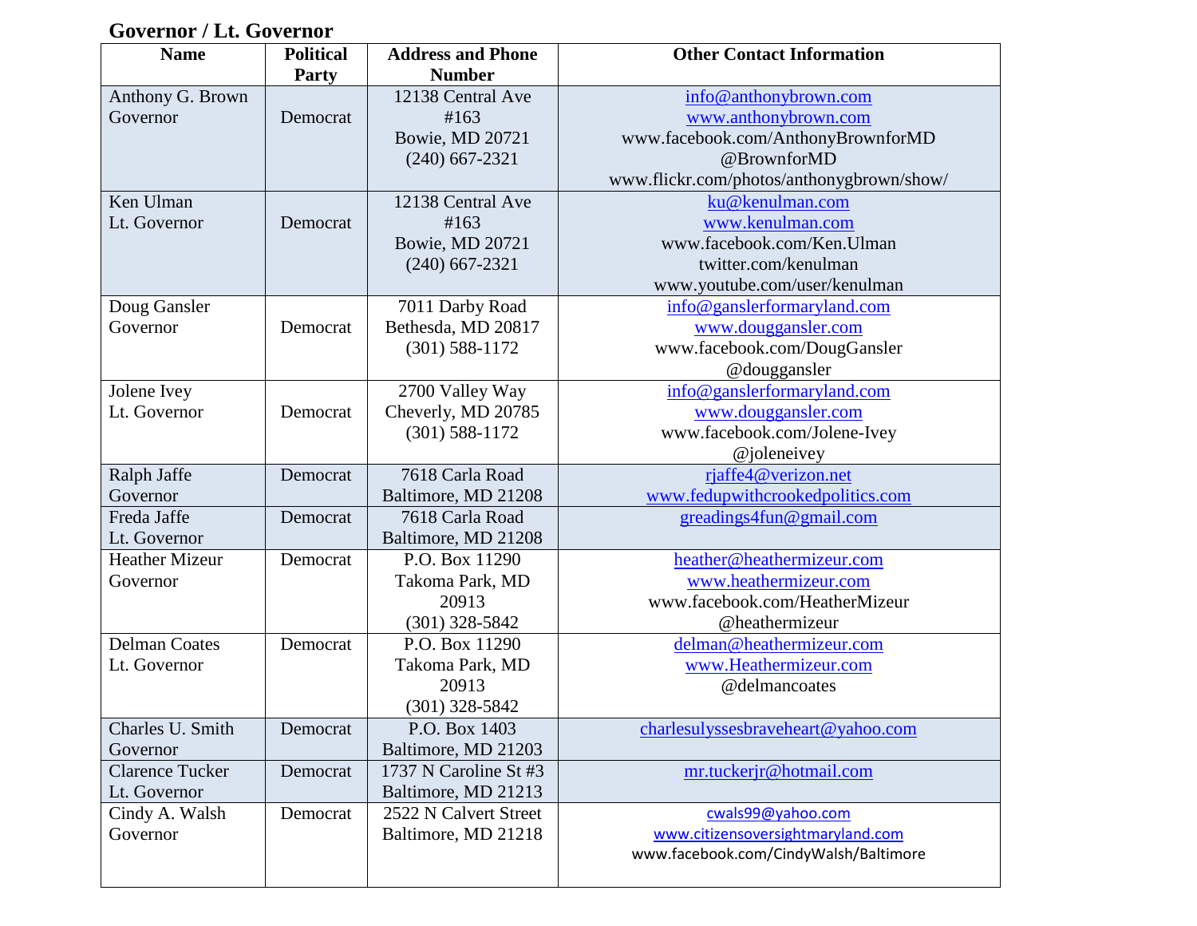**Governor / Lt. Governor**

| Name | Political Party | Address and Phone Number | Other Contact Information |
|---|---|---|---|
| Anthony G. Brown<br>Governor | Democrat | 12138 Central Ave<br>#163<br>Bowie, MD 20721<br>(240) 667-2321 | info@anthonybrown.com<br>www.anthonybrown.com<br>www.facebook.com/AnthonyBrownforMD<br>@BrownforMD<br>www.flickr.com/photos/anthonygbrown/show/ |
| Ken Ulman<br>Lt. Governor | Democrat | 12138 Central Ave<br>#163<br>Bowie, MD 20721<br>(240) 667-2321 | ku@kenulman.com<br>www.kenulman.com<br>www.facebook.com/Ken.Ulman<br>twitter.com/kenulman<br>www.youtube.com/user/kenulman |
| Doug Gansler<br>Governor | Democrat | 7011 Darby Road<br>Bethesda, MD 20817<br>(301) 588-1172 | info@ganslerformaryland.com<br>www.dougansler.com<br>www.facebook.com/DougGansler<br>@douggansler |
| Jolene Ivey<br>Lt. Governor | Democrat | 2700 Valley Way<br>Cheverly, MD 20785<br>(301) 588-1172 | info@ganslerformaryland.com<br>www.dougansler.com<br>www.facebook.com/Jolene-Ivey<br>@joleneivey |
| Ralph Jaffe<br>Governor | Democrat | 7618 Carla Road<br>Baltimore, MD 21208 | rjaffe4@verizon.net<br>www.fedupwithcrookedpolitics.com |
| Freda Jaffe<br>Lt. Governor | Democrat | 7618 Carla Road<br>Baltimore, MD 21208 | greadings4fun@gmail.com |
| Heather Mizeur<br>Governor | Democrat | P.O. Box 11290<br>Takoma Park, MD<br>20913<br>(301) 328-5842 | heather@heathermizeur.com<br>www.heathermizeur.com<br>www.facebook.com/HeatherMizeur<br>@heathermizeur |
| Delman Coates<br>Lt. Governor | Democrat | P.O. Box 11290<br>Takoma Park, MD<br>20913<br>(301) 328-5842 | delman@heathermizeur.com<br>www.Heathermizeur.com<br>@delmancoates |
| Charles U. Smith<br>Governor | Democrat | P.O. Box 1403<br>Baltimore, MD 21203 | charlesulyssesbraveheart@yahoo.com |
| Clarence Tucker<br>Lt. Governor | Democrat | 1737 N Caroline St #3<br>Baltimore, MD 21213 | mr.tuckerjr@hotmail.com |
| Cindy A. Walsh<br>Governor | Democrat | 2522 N Calvert Street<br>Baltimore, MD 21218 | cwals99@yahoo.com<br>www.citizensoversightmaryland.com<br>www.facebook.com/CindyWalsh/Baltimore |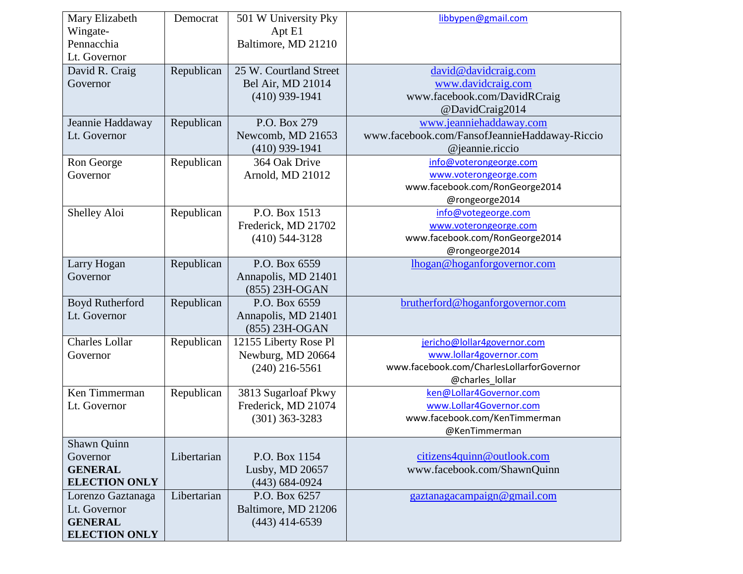| | | | |
|---|---|---|---|
| Mary Elizabeth Wingate-Pennacchia<br>Lt. Governor | Democrat | 501 W University Pky<br>Apt E1<br>Baltimore, MD 21210 | libbypen@gmail.com |
| David R. Craig<br>Governor | Republican | 25 W. Courtland Street<br>Bel Air, MD 21014<br>(410) 939-1941 | david@davidcraig.com<br>www.davidcraig.com<br>www.facebook.com/DavidRCraig<br>@DavidCraig2014 |
| Jeannie Haddaway<br>Lt. Governor | Republican | P.O. Box 279<br>Newcomb, MD 21653<br>(410) 939-1941 | www.jeanniehaddaway.com<br>www.facebook.com/FansofJeannieHaddaway-Riccio<br>@jeannie.riccio |
| Ron George<br>Governor | Republican | 364 Oak Drive<br>Arnold, MD 21012 | info@voterongeorge.com<br>www.voterongeorge.com<br>www.facebook.com/RonGeorge2014<br>@rongeorge2014 |
| Shelley Aloi | Republican | P.O. Box 1513<br>Frederick, MD 21702<br>(410) 544-3128 | info@votegeorge.com<br>www.voterongeorge.com<br>www.facebook.com/RonGeorge2014<br>@rongeorge2014 |
| Larry Hogan<br>Governor | Republican | P.O. Box 6559<br>Annapolis, MD 21401<br>(855) 23H-OGAN | lhogan@hoganforgovernor.com |
| Boyd Rutherford<br>Lt. Governor | Republican | P.O. Box 6559<br>Annapolis, MD 21401<br>(855) 23H-OGAN | brutherford@hoganforgovernor.com |
| Charles Lollar<br>Governor | Republican | 12155 Liberty Rose Pl<br>Newburg, MD 20664<br>(240) 216-5561 | jericho@lollar4governor.com<br>www.lollar4governor.com<br>www.facebook.com/CharlesLollarforGovernor<br>@charles_lollar |
| Ken Timmerman<br>Lt. Governor | Republican | 3813 Sugarloaf Pkwy<br>Frederick, MD 21074<br>(301) 363-3283 | ken@Lollar4Governor.com<br>www.Lollar4Governor.com<br>www.facebook.com/KenTimmerman<br>@KenTimmerman |
| Shawn Quinn<br>Governor<br>**GENERAL ELECTION ONLY** | Libertarian | P.O. Box 1154<br>Lusby, MD 20657<br>(443) 684-0924 | citizens4quinn@outlook.com<br>www.facebook.com/ShawnQuinn |
| Lorenzo Gaztanaga<br>Lt. Governor<br>**GENERAL ELECTION ONLY** | Libertarian | P.O. Box 6257<br>Baltimore, MD 21206<br>(443) 414-6539 | gaztanagacampaign@gmail.com |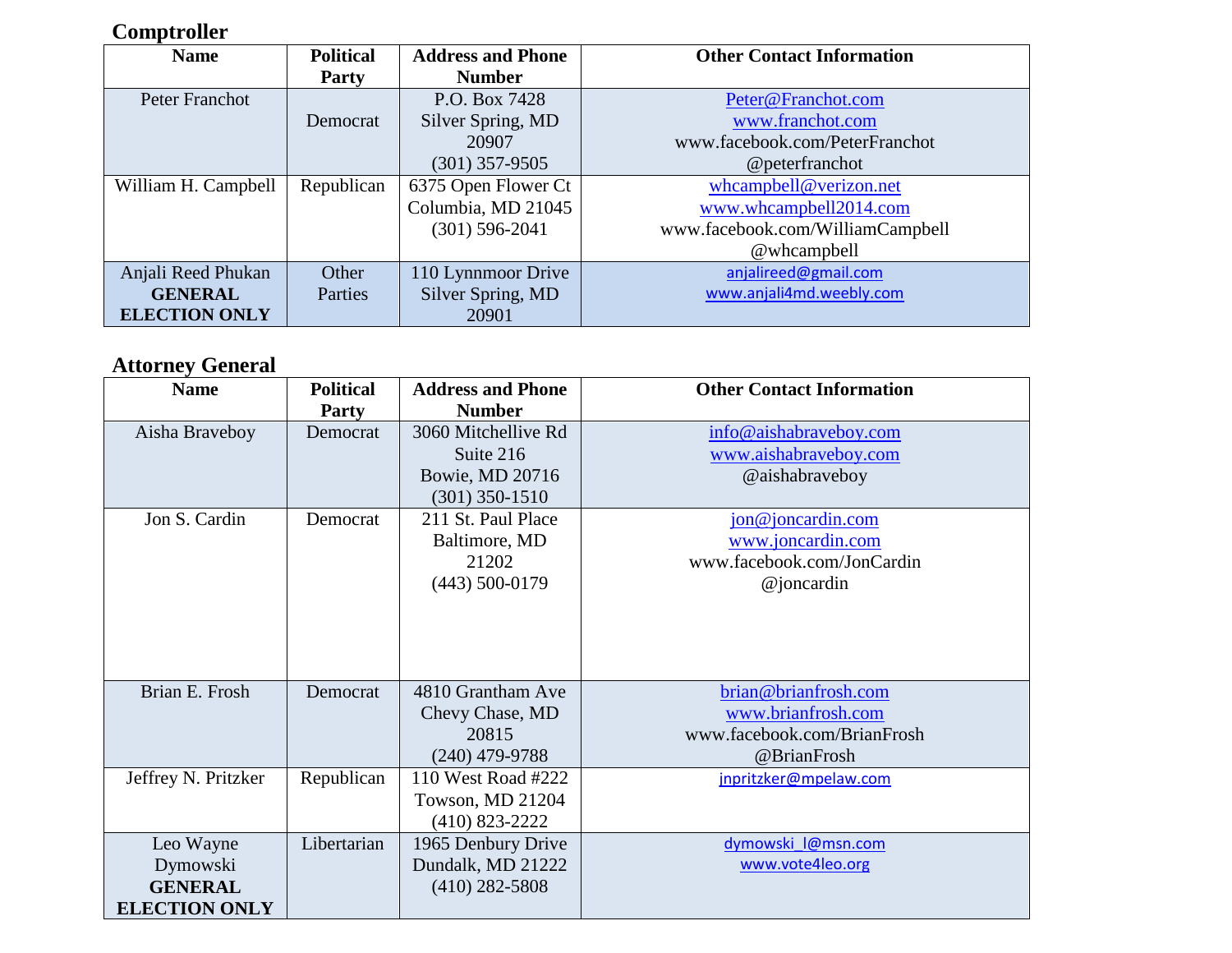## Comptroller

| Name | Political Party | Address and Phone Number | Other Contact Information |
|---|---|---|---|
| Peter Franchot | Democrat | P.O. Box 7428 Silver Spring, MD 20907 (301) 357-9505 | Peter@Franchot.com www.franchot.com www.facebook.com/PeterFranchot @peterfranchot |
| William H. Campbell | Republican | 6375 Open Flower Ct Columbia, MD 21045 (301) 596-2041 | whcampbell@verizon.net www.whcampbell2014.com www.facebook.com/WilliamCampbell @whcampbell |
| Anjali Reed Phukan **GENERAL ELECTION ONLY** | Other Parties | 110 Lynnmoor Drive Silver Spring, MD 20901 | anjalireed@gmail.com www.anjali4md.weebly.com |

## Attorney General

| Name | Political Party | Address and Phone Number | Other Contact Information |
|---|---|---|---|
| Aisha Braveboy | Democrat | 3060 Mitchellive Rd Suite 216 Bowie, MD 20716 (301) 350-1510 | info@aishabraveboy.com www.aishabraveboy.com @aishabraveboy |
| Jon S. Cardin | Democrat | 211 St. Paul Place Baltimore, MD 21202 (443) 500-0179 | jon@joncardin.com www.joncardin.com www.facebook.com/JonCardin @joncardin |
| Brian E. Frosh | Democrat | 4810 Grantham Ave Chevy Chase, MD 20815 (240) 479-9788 | brian@brianfrosh.com www.brianfrosh.com www.facebook.com/BrianFrosh @BrianFrosh |
| Jeffrey N. Pritzker | Republican | 110 West Road #222 Towson, MD 21204 (410) 823-2222 | jnpritzker@mpelaw.com |
| Leo Wayne Dymowski **GENERAL ELECTION ONLY** | Libertarian | 1965 Denbury Drive Dundalk, MD 21222 (410) 282-5808 | dymowski_l@msn.com www.vote4leo.org |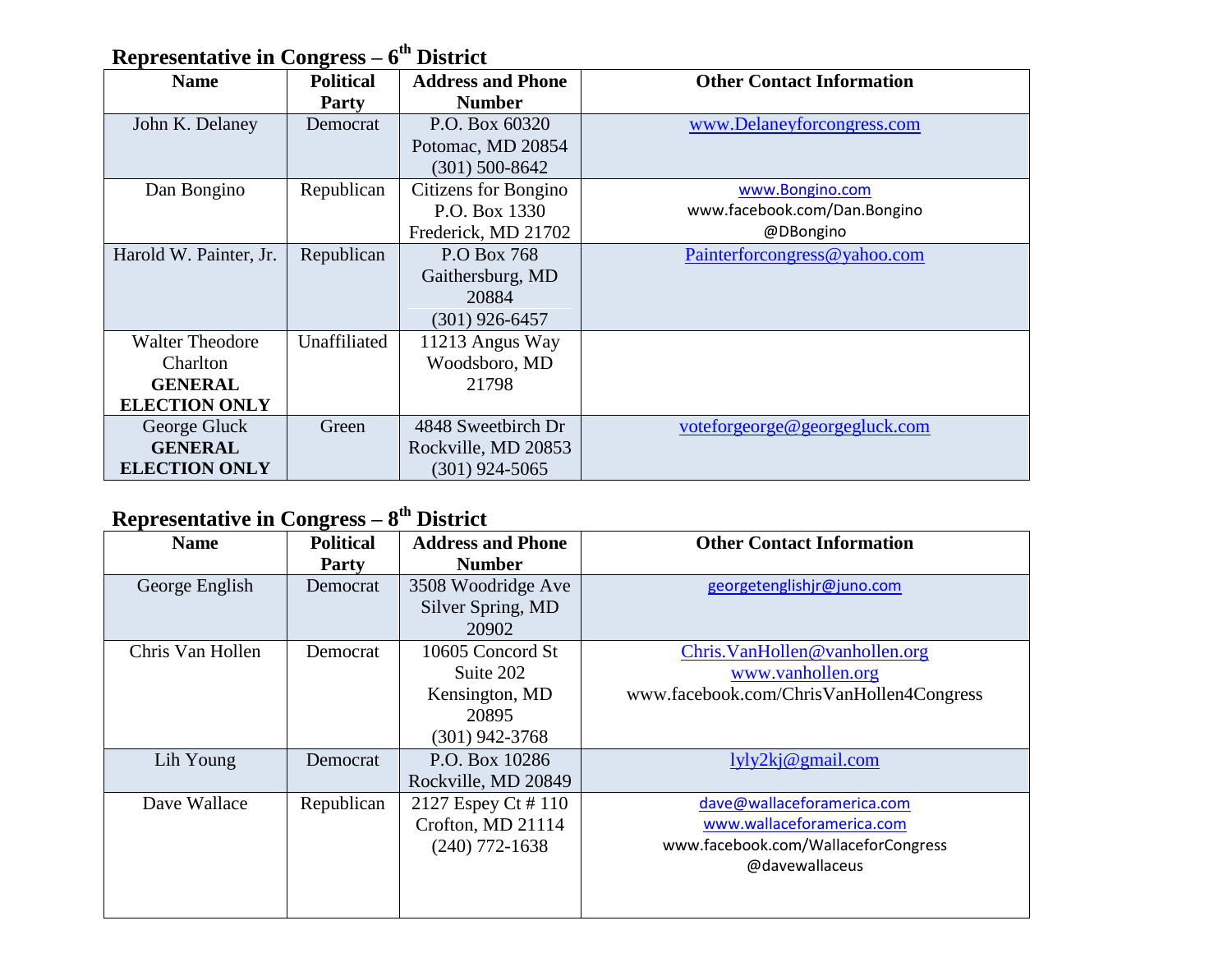## Representative in Congress – 6th District

| Name | Political Party | Address and Phone Number | Other Contact Information |
|---|---|---|---|
| John K. Delaney | Democrat | P.O. Box 60320 Potomac, MD 20854 (301) 500-8642 | www.Delaneyforcongress.com |
| Dan Bongino | Republican | Citizens for Bongino P.O. Box 1330 Frederick, MD 21702 | www.Bongino.com www.facebook.com/Dan.Bongino @DBongino |
| Harold W. Painter, Jr. | Republican | P.O Box 768 Gaithersburg, MD 20884 (301) 926-6457 | Painterforcongress@yahoo.com |
| Walter Theodore Charlton **GENERAL ELECTION ONLY** | Unaffiliated | 11213 Angus Way Woodsboro, MD 21798 | |
| George Gluck **GENERAL ELECTION ONLY** | Green | 4848 Sweetbirch Dr Rockville, MD 20853 (301) 924-5065 | voteforgeorge@georgegluck.com |

## Representative in Congress – 8th District

| Name | Political Party | Address and Phone Number | Other Contact Information |
|---|---|---|---|
| George English | Democrat | 3508 Woodridge Ave Silver Spring, MD 20902 | georgetenglishjr@juno.com |
| Chris Van Hollen | Democrat | 10605 Concord St Suite 202 Kensington, MD 20895 (301) 942-3768 | Chris.VanHollen@vanhollen.org www.vanhollen.org www.facebook.com/ChrisVanHollen4Congress |
| Lih Young | Democrat | P.O. Box 10286 Rockville, MD 20849 | lyly2kj@gmail.com |
| Dave Wallace | Republican | 2127 Espey Ct # 110 Crofton, MD 21114 (240) 772-1638 | dave@wallaceforamerica.com www.wallaceforamerica.com www.facebook.com/WallaceforCongress @davewallaceus |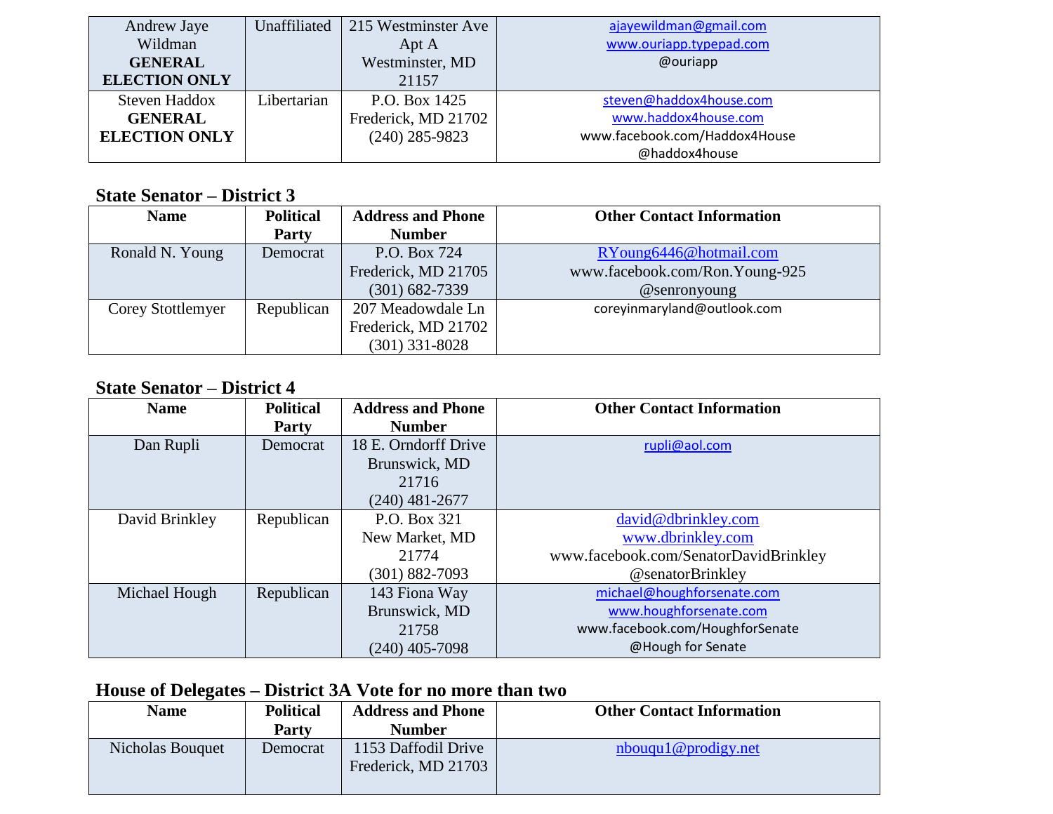| Name | Political Party | Address and Phone Number | Other Contact Information |
|---|---|---|---|
| Andrew Jaye Wildman **GENERAL ELECTION ONLY** | Unaffiliated | 215 Westminster Ave Apt A Westminster, MD 21157 | ajayewildman@gmail.com www.ouriapp.typepad.com @ouriapp |
| Steven Haddox **GENERAL ELECTION ONLY** | Libertarian | P.O. Box 1425 Frederick, MD 21702 (240) 285-9823 | steven@haddox4house.com www.haddox4house.com www.facebook.com/Haddox4House @haddox4house |

## State Senator – District 3

| Name | Political Party | Address and Phone Number | Other Contact Information |
|---|---|---|---|
| Ronald N. Young | Democrat | P.O. Box 724 Frederick, MD 21705 (301) 682-7339 | RYoung6446@hotmail.com www.facebook.com/Ron.Young-925 @senronyoung |
| Corey Stottlemyer | Republican | 207 Meadowdale Ln Frederick, MD 21702 (301) 331-8028 | coreyinmaryland@outlook.com |

## State Senator – District 4

| Name | Political Party | Address and Phone Number | Other Contact Information |
|---|---|---|---|
| Dan Rupli | Democrat | 18 E. Orndorff Drive Brunswick, MD 21716 (240) 481-2677 | rupli@aol.com |
| David Brinkley | Republican | P.O. Box 321 New Market, MD 21774 (301) 882-7093 | david@dbrinkley.com www.dbrinkley.com www.facebook.com/SenatorDavidBrinkley @senatorBrinkley |
| Michael Hough | Republican | 143 Fiona Way Brunswick, MD 21758 (240) 405-7098 | michael@houghforsenate.com www.houghforsenate.com www.facebook.com/HoughforSenate @Hough for Senate |

## House of Delegates – District 3A Vote for no more than two

| Name | Political Party | Address and Phone Number | Other Contact Information |
|---|---|---|---|
| Nicholas Bouquet | Democrat | 1153 Daffodil Drive Frederick, MD 21703 | nbouqu1@prodigy.net |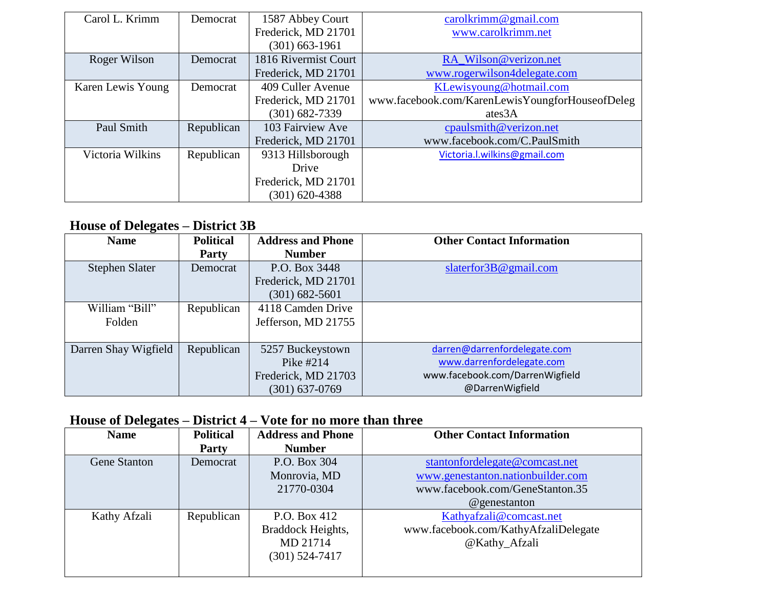| Carol L. Krimm | Democrat | 1587 Abbey Court<br>Frederick, MD 21701<br>(301) 663-1961 | carolkrimm@gmail.com<br>www.carolkrimm.net |
|---|---|---|---|
| Roger Wilson | Democrat | 1816 Rivermist Court<br>Frederick, MD 21701 | RA_Wilson@verizon.net<br>www.rogerwilson4delegate.com |
| Karen Lewis Young | Democrat | 409 Culler Avenue<br>Frederick, MD 21701<br>(301) 682-7339 | KLewisyoung@hotmail.com<br>www.facebook.com/KarenLewisYoungforHouseofDelegates3A |
| Paul Smith | Republican | 103 Fairview Ave<br>Frederick, MD 21701 | cpaulsmith@verizon.net<br>www.facebook.com/C.PaulSmith |
| Victoria Wilkins | Republican | 9313 Hillsborough Drive<br>Frederick, MD 21701<br>(301) 620-4388 | Victoria.l.wilkins@gmail.com |

## House of Delegates – District 3B

| Name | Political Party | Address and Phone Number | Other Contact Information |
|---|---|---|---|
| Stephen Slater | Democrat | P.O. Box 3448<br>Frederick, MD 21701<br>(301) 682-5601 | slaterfor3B@gmail.com |
| William "Bill" Folden | Republican | 4118 Camden Drive<br>Jefferson, MD 21755 | |
| Darren Shay Wigfield | Republican | 5257 Buckeystown Pike #214<br>Frederick, MD 21703<br>(301) 637-0769 | darren@darrenfordelegate.com<br>www.darrenfordelegate.com<br>www.facebook.com/DarrenWigfield<br>@DarrenWigfield |

## House of Delegates – District 4 – Vote for no more than three

| Name | Political Party | Address and Phone Number | Other Contact Information |
|---|---|---|---|
| Gene Stanton | Democrat | P.O. Box 304<br>Monrovia, MD 21770-0304 | stantonfordelegate@comcast.net<br>www.genestanton.nationbuilder.com<br>www.facebook.com/GeneStanton.35<br>@genestanton |
| Kathy Afzali | Republican | P.O. Box 412<br>Braddock Heights, MD 21714<br>(301) 524-7417 | Kathyafzali@comcast.net<br>www.facebook.com/KathyAfzaliDelegate<br>@Kathy_Afzali |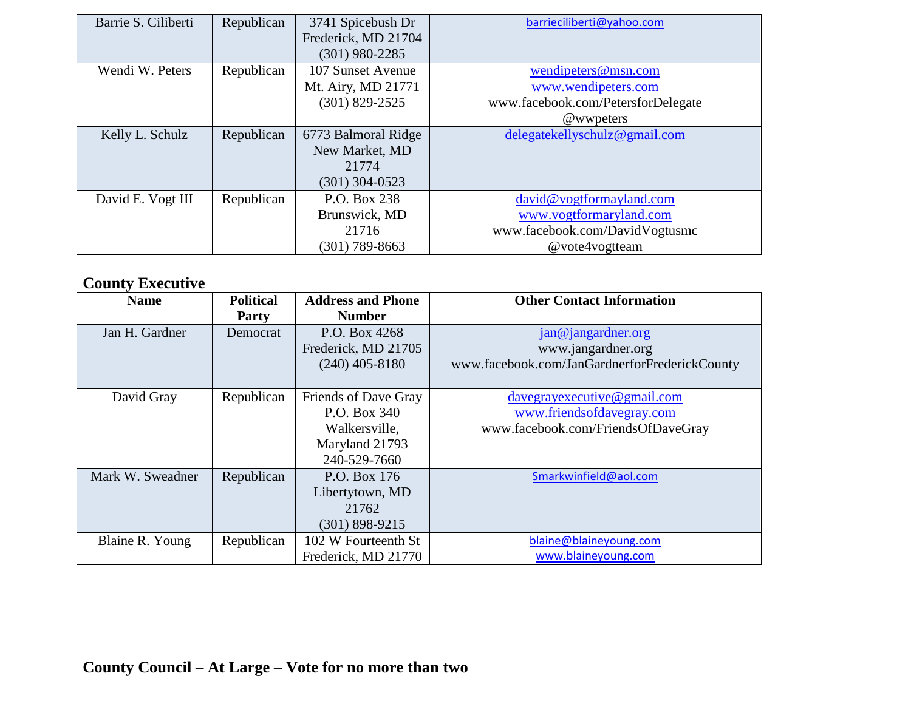| | | | |
|---|---|---|---|
| Barrie S. Ciliberti | Republican | 3741 Spicebush Dr Frederick, MD 21704 (301) 980-2285 | barrieciliberti@yahoo.com |
| Wendi W. Peters | Republican | 107 Sunset Avenue Mt. Airy, MD 21771 (301) 829-2525 | wendipeters@msn.com www.wendipeters.com www.facebook.com/PetersforDelegate @wwpeters |
| Kelly L. Schulz | Republican | 6773 Balmoral Ridge New Market, MD 21774 (301) 304-0523 | delegatekellyschulz@gmail.com |
| David E. Vogt III | Republican | P.O. Box 238 Brunswick, MD 21716 (301) 789-8663 | david@vogtformayland.com www.vogtformaryland.com www.facebook.com/DavidVogtusmc @vote4vogtteam |

## County Executive

| Name | Political Party | Address and Phone Number | Other Contact Information |
|---|---|---|---|
| Jan H. Gardner | Democrat | P.O. Box 4268 Frederick, MD 21705 (240) 405-8180 | jan@jangardner.org www.jangardner.org www.facebook.com/JanGardnerforFrederickCounty |
| David Gray | Republican | Friends of Dave Gray P.O. Box 340 Walkersville, Maryland 21793 240-529-7660 | davegrayexecutive@gmail.com www.friendsofdavegray.com www.facebook.com/FriendsOfDaveGray |
| Mark W. Sweadner | Republican | P.O. Box 176 Libertytown, MD 21762 (301) 898-9215 | Smarkwinfield@aol.com |
| Blaine R. Young | Republican | 102 W Fourteenth St Frederick, MD 21770 | blaine@blaineyoung.com www.blaineyoung.com |

## County Council – At Large – Vote for no more than two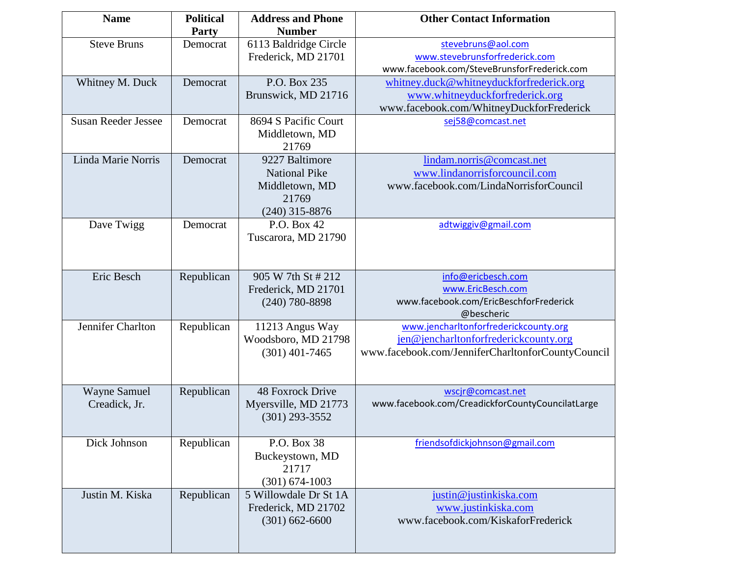| Name | Political Party | Address and Phone Number | Other Contact Information |
|---|---|---|---|
| Steve Bruns | Democrat | 6113 Baldridge Circle<br>Frederick, MD 21701 | stevebruns@aol.com<br>www.stevebrunsforfrederick.com<br>www.facebook.com/SteveBrunsforFrederick.com |
| Whitney M. Duck | Democrat | P.O. Box 235<br>Brunswick, MD 21716 | whitney.duck@whitneyduckforfrederick.org<br>www.whitneyduckforfrederick.org<br>www.facebook.com/WhitneyDuckforFrederick |
| Susan Reeder Jessee | Democrat | 8694 S Pacific Court<br>Middletown, MD 21769 | sej58@comcast.net |
| Linda Marie Norris | Democrat | 9227 Baltimore National Pike<br>Middletown, MD 21769<br>(240) 315-8876 | lindam.norris@comcast.net<br>www.lindanorrisforcouncil.com<br>www.facebook.com/LindaNorrisforCouncil |
| Dave Twigg | Democrat | P.O. Box 42<br>Tuscarora, MD 21790 | adtwiggiv@gmail.com |
| Eric Besch | Republican | 905 W 7th St # 212<br>Frederick, MD 21701<br>(240) 780-8898 | info@ericbesch.com<br>www.EricBesch.com<br>www.facebook.com/EricBeschforFrederick<br>@bescheric |
| Jennifer Charlton | Republican | 11213 Angus Way<br>Woodsboro, MD 21798<br>(301) 401-7465 | www.jencharltonforfrederickcounty.org<br>jen@jencharltonforfrederickcounty.org<br>www.facebook.com/JenniferCharltonforCountyCouncil |
| Wayne Samuel Creadick, Jr. | Republican | 48 Foxrock Drive<br>Myersville, MD 21773<br>(301) 293-3552 | wscjr@comcast.net<br>www.facebook.com/CreadickforCountyCouncilatLarge |
| Dick Johnson | Republican | P.O. Box 38<br>Buckeystown, MD 21717<br>(301) 674-1003 | friendsofdickjohnson@gmail.com |
| Justin M. Kiska | Republican | 5 Willowdale Dr St 1A<br>Frederick, MD 21702<br>(301) 662-6600 | justin@justinkiska.com<br>www.justinkiska.com<br>www.facebook.com/KiskaforFrederick |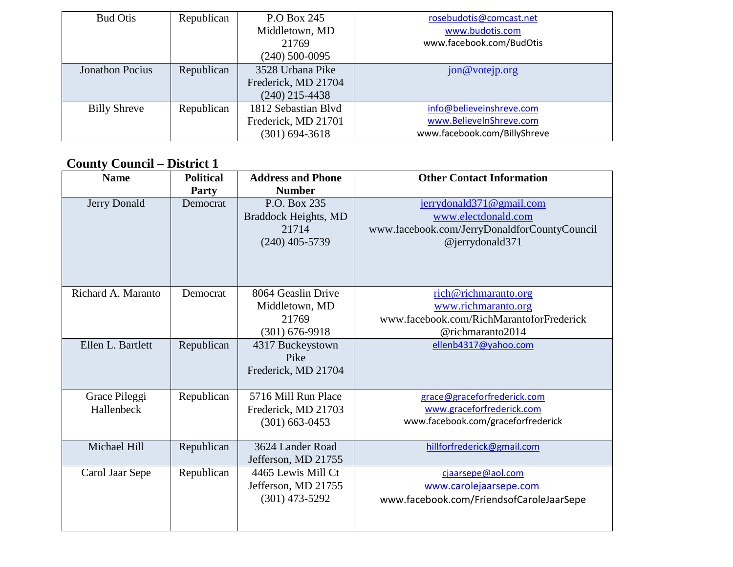| Bud Otis | Republican | P.O Box 245<br>Middletown, MD 21769<br>(240) 500-0095 | rosebudotis@comcast.net<br>www.budotis.com<br>www.facebook.com/BudOtis |
|---|---|---|---|
| Jonathon Pocius | Republican | 3528 Urbana Pike<br>Frederick, MD 21704<br>(240) 215-4438 | jon@votejp.org |
| Billy Shreve | Republican | 1812 Sebastian Blvd<br>Frederick, MD 21701<br>(301) 694-3618 | info@believeinshreve.com<br>www.BelieveInShreve.com<br>www.facebook.com/BillyShreve |

## County Council – District 1

| Name | Political Party | Address and Phone Number | Other Contact Information |
|---|---|---|---|
| Jerry Donald | Democrat | P.O. Box 235<br>Braddock Heights, MD 21714<br>(240) 405-5739 | jerrydonald371@gmail.com<br>www.electdonald.com<br>www.facebook.com/JerryDonaldforCountyCouncil<br>@jerrydonald371 |
| Richard A. Maranto | Democrat | 8064 Geaslin Drive<br>Middletown, MD 21769<br>(301) 676-9918 | rich@richmaranto.org<br>www.richmaranto.org<br>www.facebook.com/RichMarantoforFrederick<br>@richmaranto2014 |
| Ellen L. Bartlett | Republican | 4317 Buckeystown Pike<br>Frederick, MD 21704 | ellenb4317@yahoo.com |
| Grace Pileggi Hallenbeck | Republican | 5716 Mill Run Place<br>Frederick, MD 21703<br>(301) 663-0453 | grace@graceforfrederick.com<br>www.graceforfrederick.com<br>www.facebook.com/graceforfrederick |
| Michael Hill | Republican | 3624 Lander Road<br>Jefferson, MD 21755 | hillforfrederick@gmail.com |
| Carol Jaar Sepe | Republican | 4465 Lewis Mill Ct<br>Jefferson, MD 21755<br>(301) 473-5292 | cjaarsepe@aol.com<br>www.carolejaarsepe.com<br>www.facebook.com/FriendsofCaroleJaarSepe |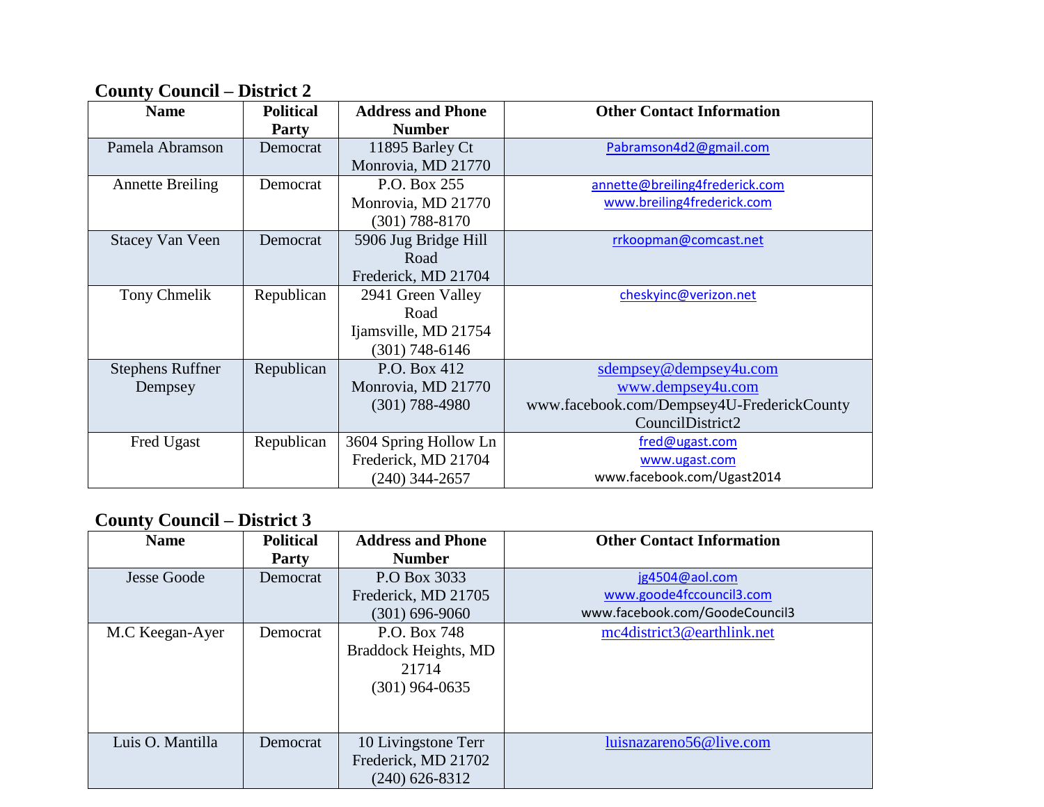## County Council – District 2

| Name | Political Party | Address and Phone Number | Other Contact Information |
|---|---|---|---|
| Pamela Abramson | Democrat | 11895 Barley Ct<br>Monrovia, MD 21770 | Pabramson4d2@gmail.com |
| Annette Breiling | Democrat | P.O. Box 255<br>Monrovia, MD 21770<br>(301) 788-8170 | annette@breiling4frederick.com<br>www.breiling4frederick.com |
| Stacey Van Veen | Democrat | 5906 Jug Bridge Hill Road<br>Frederick, MD 21704 | rrkoopman@comcast.net |
| Tony Chmelik | Republican | 2941 Green Valley Road<br>Ijamsville, MD 21754<br>(301) 748-6146 | cheskyinc@verizon.net |
| Stephens Ruffner Dempsey | Republican | P.O. Box 412<br>Monrovia, MD 21770<br>(301) 788-4980 | sdempsey@dempsey4u.com<br>www.dempsey4u.com<br>www.facebook.com/Dempsey4U-FrederickCountyCouncilDistrict2 |
| Fred Ugast | Republican | 3604 Spring Hollow Ln<br>Frederick, MD 21704<br>(240) 344-2657 | fred@ugast.com<br>www.ugast.com<br>www.facebook.com/Ugast2014 |

## County Council – District 3

| Name | Political Party | Address and Phone Number | Other Contact Information |
|---|---|---|---|
| Jesse Goode | Democrat | P.O Box 3033<br>Frederick, MD 21705<br>(301) 696-9060 | jg4504@aol.com<br>www.goode4fccouncil3.com<br>www.facebook.com/GoodeCouncil3 |
| M.C Keegan-Ayer | Democrat | P.O. Box 748<br>Braddock Heights, MD 21714<br>(301) 964-0635 | mc4district3@earthlink.net |
| Luis O. Mantilla | Democrat | 10 Livingstone Terr<br>Frederick, MD 21702<br>(240) 626-8312 | luisnazareno56@live.com |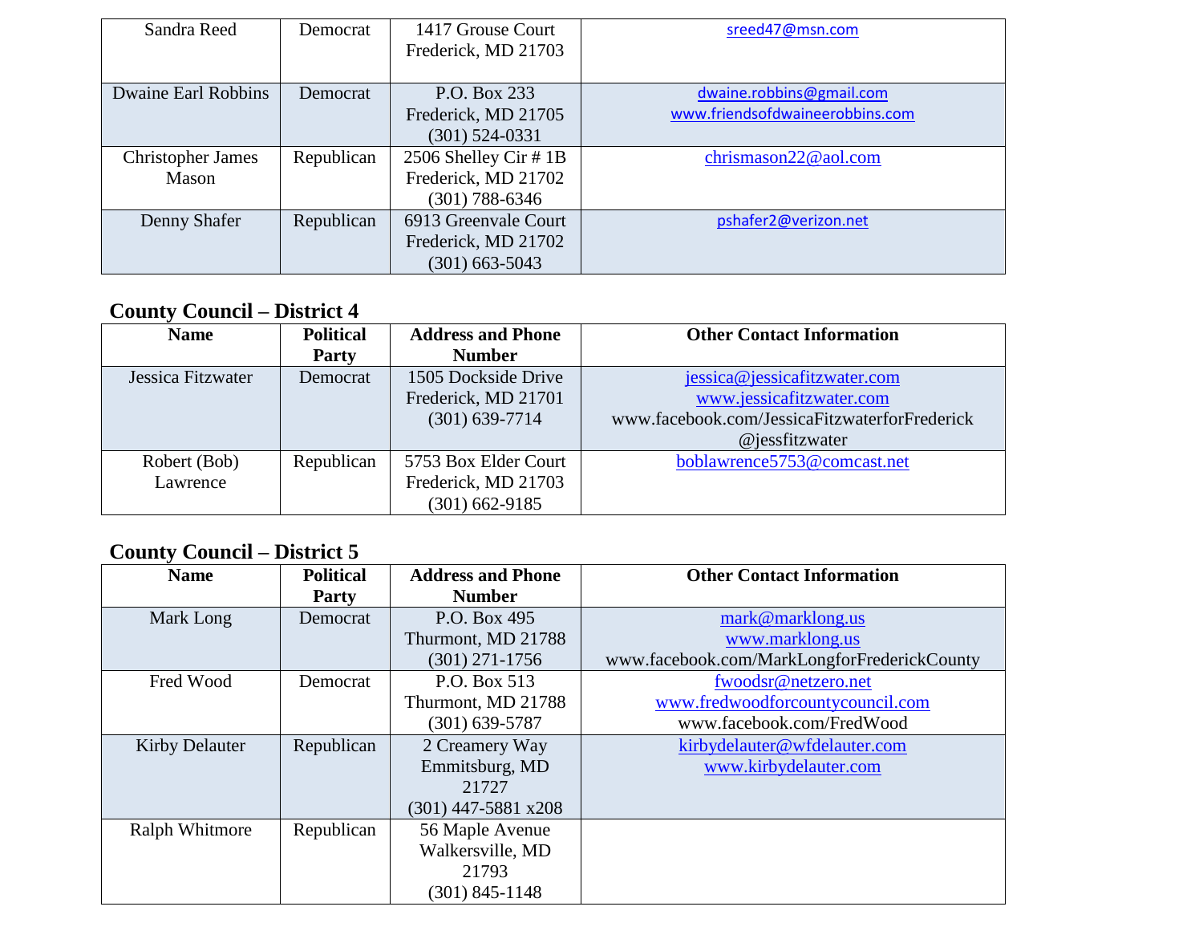| | | | |
|---|---|---|---|
| Sandra Reed | Democrat | 1417 Grouse Court<br>Frederick, MD 21703 | sreed47@msn.com |
| Dwaine Earl Robbins | Democrat | P.O. Box 233<br>Frederick, MD 21705<br>(301) 524-0331 | dwaine.robbins@gmail.com<br>www.friendsofdwaineerobbins.com |
| Christopher James Mason | Republican | 2506 Shelley Cir # 1B<br>Frederick, MD 21702<br>(301) 788-6346 | chrismason22@aol.com |
| Denny Shafer | Republican | 6913 Greenvale Court<br>Frederick, MD 21702<br>(301) 663-5043 | pshafer2@verizon.net |

## County Council – District 4

| Name | Political Party | Address and Phone Number | Other Contact Information |
|---|---|---|---|
| Jessica Fitzwater | Democrat | 1505 Dockside Drive<br>Frederick, MD 21701<br>(301) 639-7714 | jessica@jessicafitzwater.com<br>www.jessicafitzwater.com<br>www.facebook.com/JessicaFitzwaterforFrederick<br>@jessfitzwater |
| Robert (Bob) Lawrence | Republican | 5753 Box Elder Court<br>Frederick, MD 21703<br>(301) 662-9185 | boblawrence5753@comcast.net |

## County Council – District 5

| Name | Political Party | Address and Phone Number | Other Contact Information |
|---|---|---|---|
| Mark Long | Democrat | P.O. Box 495<br>Thurmont, MD 21788<br>(301) 271-1756 | mark@marklong.us<br>www.marklong.us<br>www.facebook.com/MarkLongforFrederickCounty |
| Fred Wood | Democrat | P.O. Box 513<br>Thurmont, MD 21788<br>(301) 639-5787 | fwoodsr@netzero.net<br>www.fredwoodforcountycouncil.com<br>www.facebook.com/FredWood |
| Kirby Delauter | Republican | 2 Creamery Way<br>Emmitsburg, MD 21727<br>(301) 447-5881 x208 | kirbydelauter@wfdelauter.com<br>www.kirbydelauter.com |
| Ralph Whitmore | Republican | 56 Maple Avenue<br>Walkersville, MD 21793<br>(301) 845-1148 | |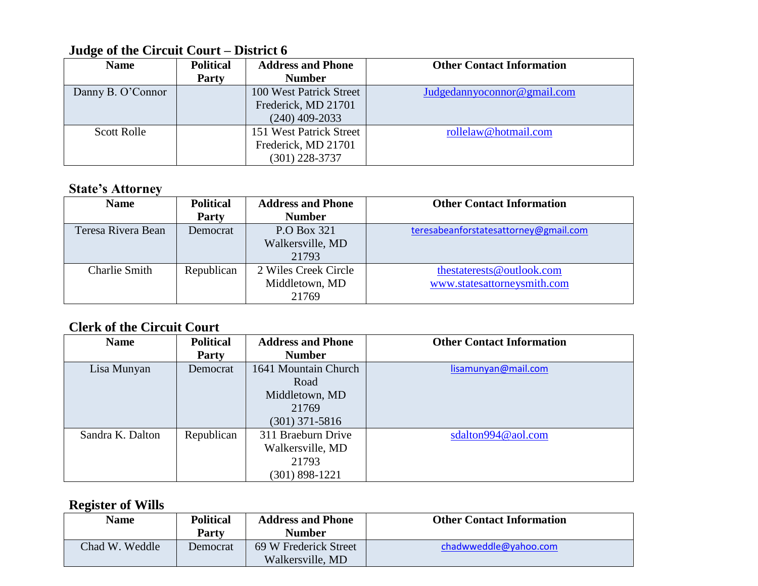## Judge of the Circuit Court – District 6

| Name | Political Party | Address and Phone Number | Other Contact Information |
|---|---|---|---|
| Danny B. O'Connor | | 100 West Patrick Street Frederick, MD 21701 (240) 409-2033 | Judgedannyoconnor@gmail.com |
| Scott Rolle | | 151 West Patrick Street Frederick, MD 21701 (301) 228-3737 | rollelaw@hotmail.com |

## State's Attorney

| Name | Political Party | Address and Phone Number | Other Contact Information |
|---|---|---|---|
| Teresa Rivera Bean | Democrat | P.O Box 321 Walkersville, MD 21793 | teresabeanforstatesattorney@gmail.com |
| Charlie Smith | Republican | 2 Wiles Creek Circle Middletown, MD 21769 | thestaterests@outlook.com www.statesattorneysmith.com |

## Clerk of the Circuit Court

| Name | Political Party | Address and Phone Number | Other Contact Information |
|---|---|---|---|
| Lisa Munyan | Democrat | 1641 Mountain Church Road Middletown, MD 21769 (301) 371-5816 | lisamunyan@mail.com |
| Sandra K. Dalton | Republican | 311 Braeburn Drive Walkersville, MD 21793 (301) 898-1221 | sdalton994@aol.com |

## Register of Wills

| Name | Political Party | Address and Phone Number | Other Contact Information |
|---|---|---|---|
| Chad W. Weddle | Democrat | 69 W Frederick Street Walkersville, MD | chadwweddle@yahoo.com |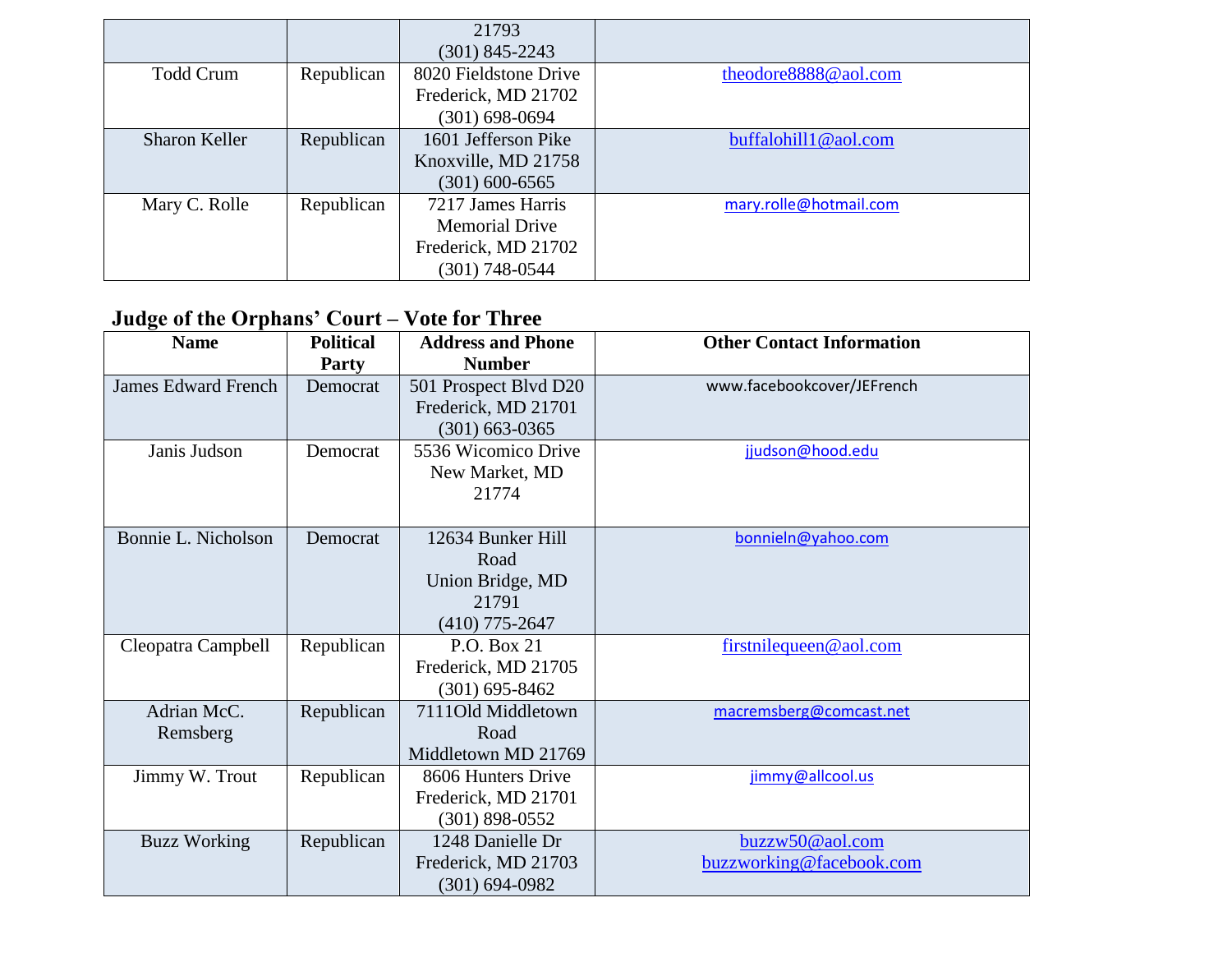|  |  | 21793<br>(301) 845-2243 |  |
|---|---|---|---|
| Todd Crum | Republican | 8020 Fieldstone Drive<br>Frederick, MD 21702<br>(301) 698-0694 | theodore8888@aol.com |
| Sharon Keller | Republican | 1601 Jefferson Pike<br>Knoxville, MD 21758<br>(301) 600-6565 | buffalohill1@aol.com |
| Mary C. Rolle | Republican | 7217 James Harris Memorial Drive<br>Frederick, MD 21702<br>(301) 748-0544 | mary.rolle@hotmail.com |

### Judge of the Orphans' Court – Vote for Three

| Name | Political Party | Address and Phone Number | Other Contact Information |
|---|---|---|---|
| James Edward French | Democrat | 501 Prospect Blvd D20<br>Frederick, MD 21701<br>(301) 663-0365 | www.facebookcover/JEFrench |
| Janis Judson | Democrat | 5536 Wicomico Drive<br>New Market, MD 21774 | jjudson@hood.edu |
| Bonnie L. Nicholson | Democrat | 12634 Bunker Hill Road<br>Union Bridge, MD 21791<br>(410) 775-2647 | bonnieln@yahoo.com |
| Cleopatra Campbell | Republican | P.O. Box 21<br>Frederick, MD 21705<br>(301) 695-8462 | firstnilequeen@aol.com |
| Adrian McC. Remsberg | Republican | 7111Old Middletown Road<br>Middletown MD 21769 | macremsberg@comcast.net |
| Jimmy W. Trout | Republican | 8606 Hunters Drive<br>Frederick, MD 21701<br>(301) 898-0552 | jimmy@allcool.us |
| Buzz Working | Republican | 1248 Danielle Dr<br>Frederick, MD 21703<br>(301) 694-0982 | buzzw50@aol.com<br>buzzworking@facebook.com |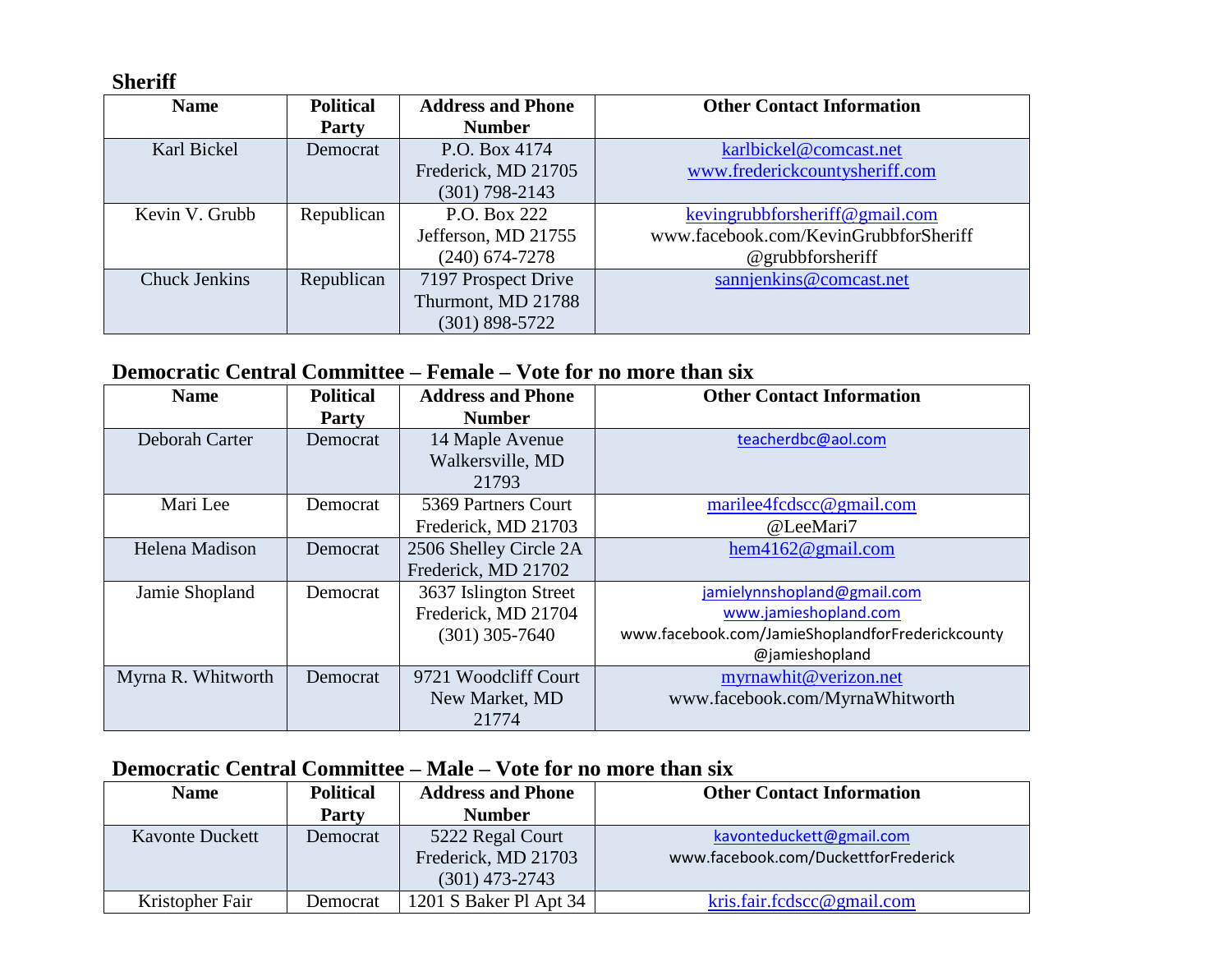### Sheriff

| Name | Political Party | Address and Phone Number | Other Contact Information |
|---|---|---|---|
| Karl Bickel | Democrat | P.O. Box 4174 Frederick, MD 21705 (301) 798-2143 | karlbickel@comcast.net www.frederickcountysheriff.com |
| Kevin V. Grubb | Republican | P.O. Box 222 Jefferson, MD 21755 (240) 674-7278 | kevingrubbforsheriff@gmail.com www.facebook.com/KevinGrubbforSheriff @grubbforsheriff |
| Chuck Jenkins | Republican | 7197 Prospect Drive Thurmont, MD 21788 (301) 898-5722 | sannjenkins@comcast.net |

### Democratic Central Committee – Female – Vote for no more than six

| Name | Political Party | Address and Phone Number | Other Contact Information |
|---|---|---|---|
| Deborah Carter | Democrat | 14 Maple Avenue Walkersville, MD 21793 | teacherdbc@aol.com |
| Mari Lee | Democrat | 5369 Partners Court Frederick, MD 21703 | marilee4fcdscc@gmail.com @LeeMari7 |
| Helena Madison | Democrat | 2506 Shelley Circle 2A Frederick, MD 21702 | hem4162@gmail.com |
| Jamie Shopland | Democrat | 3637 Islington Street Frederick, MD 21704 (301) 305-7640 | jamielynnshopland@gmail.com www.jamieshopland.com www.facebook.com/JamieShoplandforFrederickcounty @jamieshopland |
| Myrna R. Whitworth | Democrat | 9721 Woodcliff Court New Market, MD 21774 | myrnawhit@verizon.net www.facebook.com/MyrnaWhitworth |

### Democratic Central Committee – Male – Vote for no more than six

| Name | Political Party | Address and Phone Number | Other Contact Information |
|---|---|---|---|
| Kavonte Duckett | Democrat | 5222 Regal Court Frederick, MD 21703 (301) 473-2743 | kavonteduckett@gmail.com www.facebook.com/DuckettforFrederick |
| Kristopher Fair | Democrat | 1201 S Baker Pl Apt 34 | kris.fair.fcdscc@gmail.com |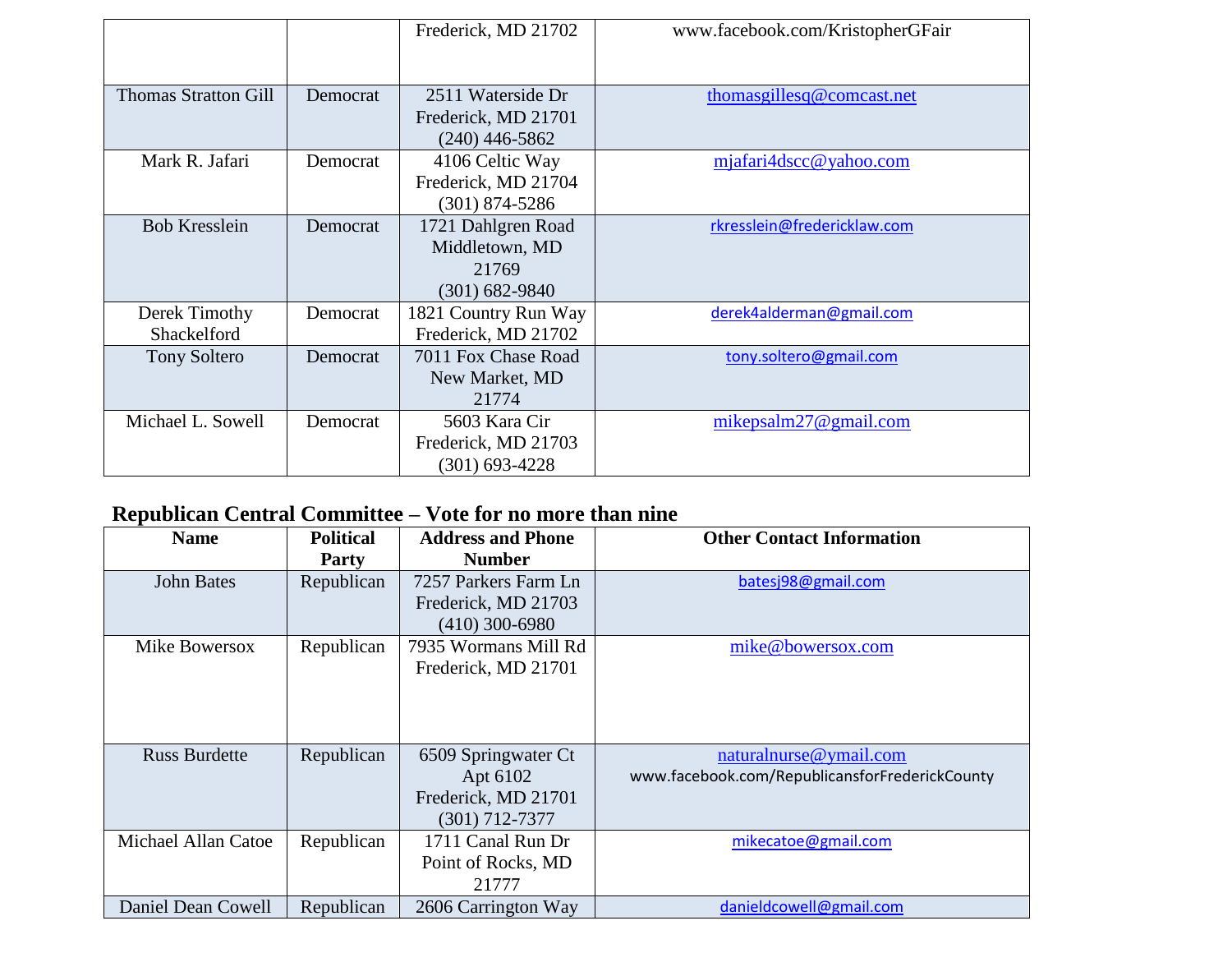| | | Frederick, MD 21702 | www.facebook.com/KristopherGFair |
|---|---|---|---|
| Thomas Stratton Gill | Democrat | 2511 Waterside Dr Frederick, MD 21701 (240) 446-5862 | thomasgillesq@comcast.net |
| Mark R. Jafari | Democrat | 4106 Celtic Way Frederick, MD 21704 (301) 874-5286 | mjafari4dscc@yahoo.com |
| Bob Kresslein | Democrat | 1721 Dahlgren Road Middletown, MD 21769 (301) 682-9840 | rkresslein@fredericklaw.com |
| Derek Timothy Shackelford | Democrat | 1821 Country Run Way Frederick, MD 21702 | derek4alderman@gmail.com |
| Tony Soltero | Democrat | 7011 Fox Chase Road New Market, MD 21774 | tony.soltero@gmail.com |
| Michael L. Sowell | Democrat | 5603 Kara Cir Frederick, MD 21703 (301) 693-4228 | mikepsalm27@gmail.com |

## Republican Central Committee – Vote for no more than nine

| Name | Political Party | Address and Phone Number | Other Contact Information |
|---|---|---|---|
| John Bates | Republican | 7257 Parkers Farm Ln Frederick, MD 21703 (410) 300-6980 | batesj98@gmail.com |
| Mike Bowersox | Republican | 7935 Wormans Mill Rd Frederick, MD 21701 | mike@bowersox.com |
| Russ Burdette | Republican | 6509 Springwater Ct Apt 6102 Frederick, MD 21701 (301) 712-7377 | naturalnurse@ymail.com www.facebook.com/RepublicansforFrederickCounty |
| Michael Allan Catoe | Republican | 1711 Canal Run Dr Point of Rocks, MD 21777 | mikecatoe@gmail.com |
| Daniel Dean Cowell | Republican | 2606 Carrington Way | danieldcowell@gmail.com |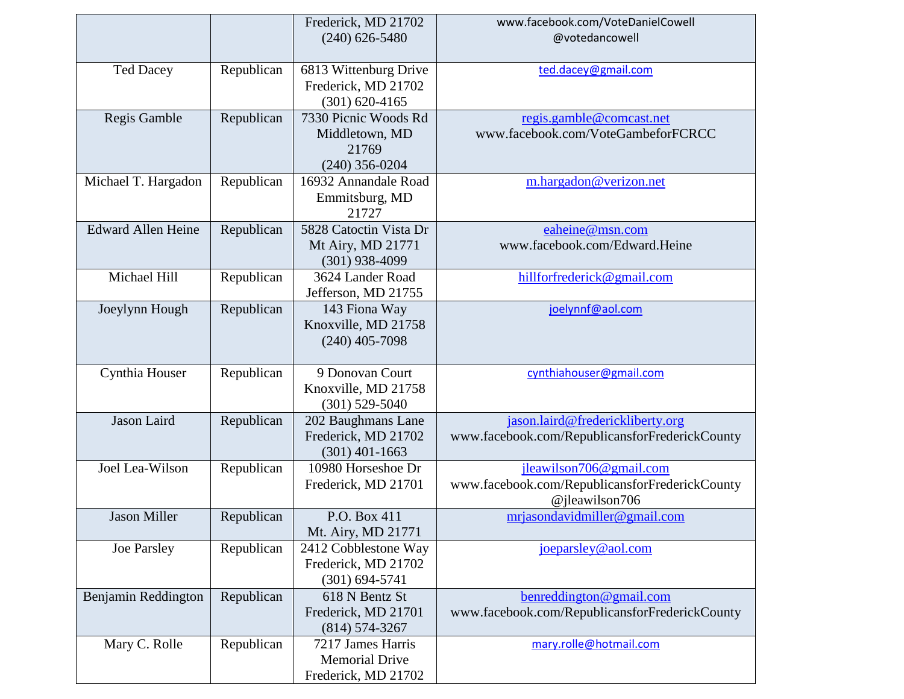| | | | |
|---|---|---|---|
| | | Frederick, MD 21702<br>(240) 626-5480 | www.facebook.com/VoteDanielCowell<br>@votedancowell |
| Ted Dacey | Republican | 6813 Wittenburg Drive<br>Frederick, MD 21702<br>(301) 620-4165 | ted.dacey@gmail.com |
| Regis Gamble | Republican | 7330 Picnic Woods Rd<br>Middletown, MD 21769<br>(240) 356-0204 | regis.gamble@comcast.net<br>www.facebook.com/VoteGambeforFCRCC |
| Michael T. Hargadon | Republican | 16932 Annandale Road<br>Emmitsburg, MD 21727 | m.hargadon@verizon.net |
| Edward Allen Heine | Republican | 5828 Catoctin Vista Dr<br>Mt Airy, MD 21771<br>(301) 938-4099 | eaheine@msn.com<br>www.facebook.com/Edward.Heine |
| Michael Hill | Republican | 3624 Lander Road<br>Jefferson, MD 21755 | hillforfrederick@gmail.com |
| Joeylynn Hough | Republican | 143 Fiona Way<br>Knoxville, MD 21758<br>(240) 405-7098 | joelynnf@aol.com |
| Cynthia Houser | Republican | 9 Donovan Court<br>Knoxville, MD 21758<br>(301) 529-5040 | cynthiahouser@gmail.com |
| Jason Laird | Republican | 202 Baughmans Lane<br>Frederick, MD 21702<br>(301) 401-1663 | jason.laird@fredericklliberty.org<br>www.facebook.com/RepublicansforFrederickCounty |
| Joel Lea-Wilson | Republican | 10980 Horseshoe Dr<br>Frederick, MD 21701 | jleawilson706@gmail.com<br>www.facebook.com/RepublicansforFrederickCounty<br>@jleawilson706 |
| Jason Miller | Republican | P.O. Box 411<br>Mt. Airy, MD 21771 | mrjasondavidmiller@gmail.com |
| Joe Parsley | Republican | 2412 Cobblestone Way<br>Frederick, MD 21702<br>(301) 694-5741 | joeparsley@aol.com |
| Benjamin Reddington | Republican | 618 N Bentz St<br>Frederick, MD 21701<br>(814) 574-3267 | benreddington@gmail.com<br>www.facebook.com/RepublicansforFrederickCounty |
| Mary C. Rolle | Republican | 7217 James Harris Memorial Drive<br>Frederick, MD 21702 | mary.rolle@hotmail.com |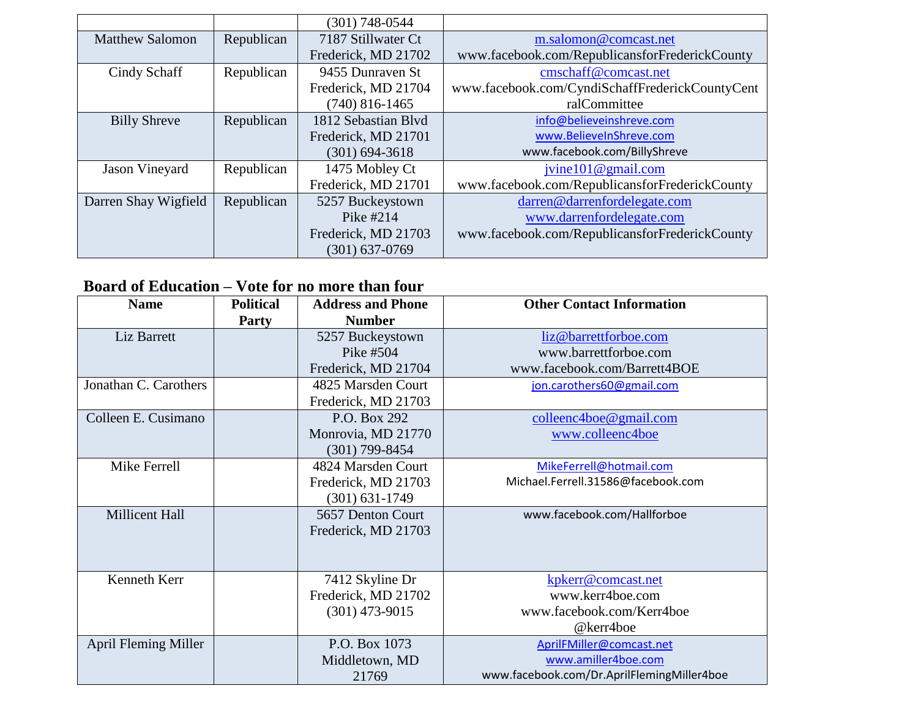| | | (301) 748-0544 | |
|---|---|---|---|
| Matthew Salomon | Republican | 7187 Stillwater Ct Frederick, MD 21702 | m.salomon@comcast.net www.facebook.com/RepublicansforFrederickCounty |
| Cindy Schaff | Republican | 9455 Dunraven St Frederick, MD 21704 (740) 816-1465 | cmschaff@comcast.net www.facebook.com/CyndiSchaffFrederickCountyCentralCommittee |
| Billy Shreve | Republican | 1812 Sebastian Blvd Frederick, MD 21701 (301) 694-3618 | info@believeinshreve.com www.BelieveInShreve.com www.facebook.com/BillyShreve |
| Jason Vineyard | Republican | 1475 Mobley Ct Frederick, MD 21701 | jvine101@gmail.com www.facebook.com/RepublicansforFrederickCounty |
| Darren Shay Wigfield | Republican | 5257 Buckeystown Pike #214 Frederick, MD 21703 (301) 637-0769 | darren@darrenfordelegate.com www.darrenfordelegate.com www.facebook.com/RepublicansforFrederickCounty |

## Board of Education – Vote for no more than four

| Name | Political Party | Address and Phone Number | Other Contact Information |
|---|---|---|---|
| Liz Barrett | | 5257 Buckeystown Pike #504 Frederick, MD 21704 | liz@barrettforboe.com www.barrettforboe.com www.facebook.com/Barrett4BOE |
| Jonathan C. Carothers | | 4825 Marsden Court Frederick, MD 21703 | jon.carothers60@gmail.com |
| Colleen E. Cusimano | | P.O. Box 292 Monrovia, MD 21770 (301) 799-8454 | colleenc4boe@gmail.com www.colleenc4boe |
| Mike Ferrell | | 4824 Marsden Court Frederick, MD 21703 (301) 631-1749 | MikeFerrell@hotmail.com Michael.Ferrell.31586@facebook.com |
| Millicent Hall | | 5657 Denton Court Frederick, MD 21703 | www.facebook.com/Hallforboe |
| Kenneth Kerr | | 7412 Skyline Dr Frederick, MD 21702 (301) 473-9015 | kpkerr@comcast.net www.kerr4boe.com www.facebook.com/Kerr4boe @kerr4boe |
| April Fleming Miller | | P.O. Box 1073 Middletown, MD 21769 | AprilFMiller@comcast.net www.amiller4boe.com www.facebook.com/Dr.AprilFlemingMiller4boe |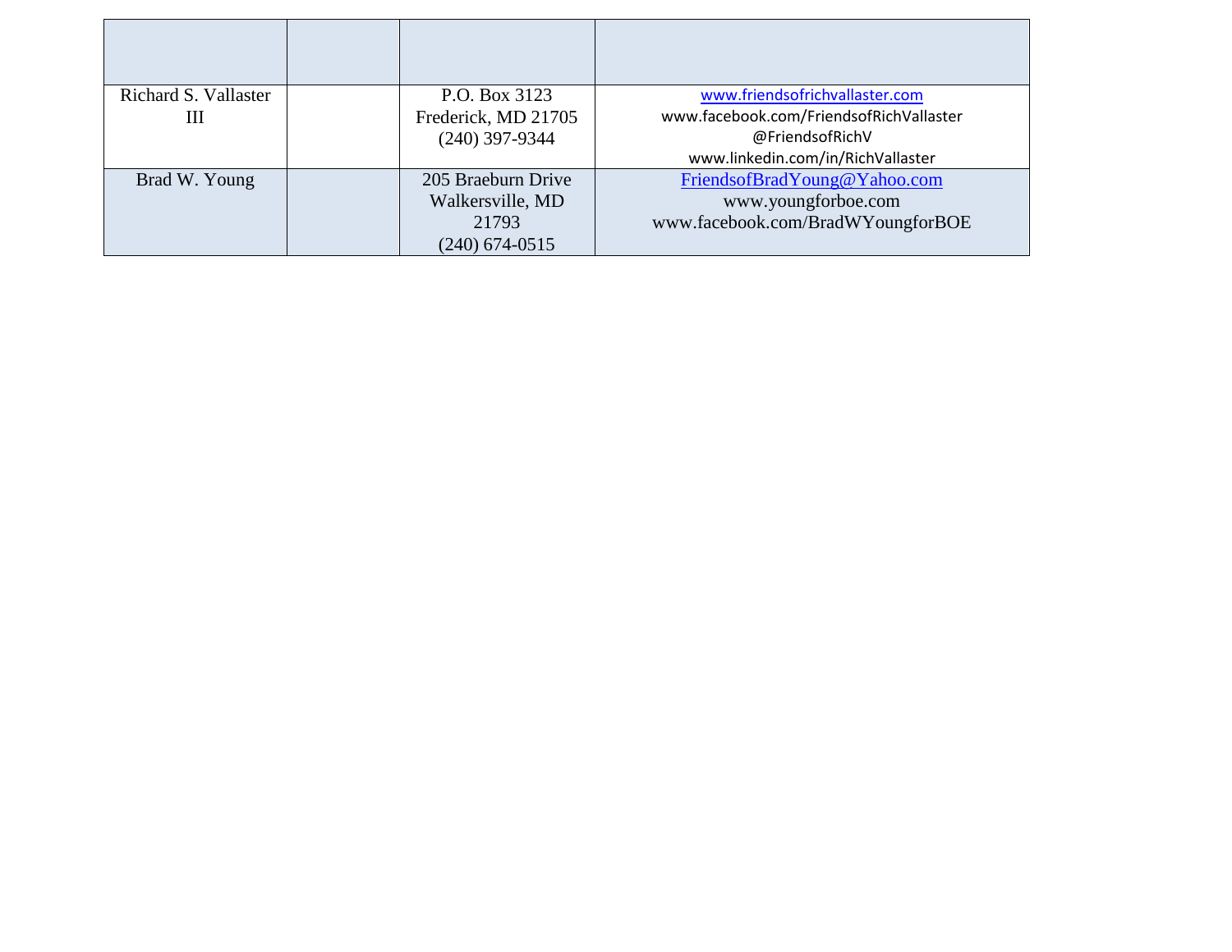| | | | |
|---|---|---|---|
| Richard S. Vallaster III | | P.O. Box 3123<br>Frederick, MD 21705<br>(240) 397-9344 | www.friendsofrichvallaster.com<br>www.facebook.com/FriendsofRichVallaster<br>@FriendsofRichV<br>www.linkedin.com/in/RichVallaster |
| Brad W. Young | | 205 Braeburn Drive<br>Walkersville, MD<br>21793<br>(240) 674-0515 | FriendsofBradYoung@Yahoo.com<br>www.youngforboe.com<br>www.facebook.com/BradWYoungforBOE |